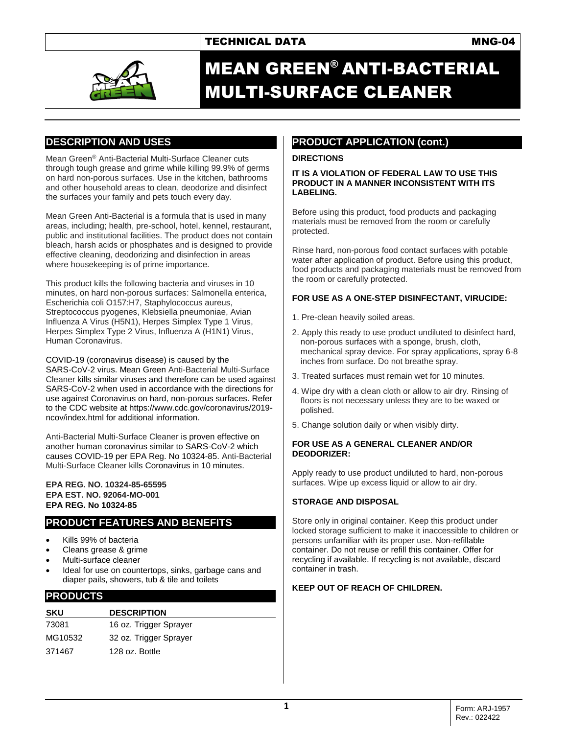TECHNICAL DATA MNG-04

# MEAN GREEN® ANTI-BACTERIAL MULTI-SURFACE CLEANER

## DESCRIPTION AND USES

Mean Green® Anti-Bacterial Multi-Surface Cleaner cuts through tough grease and grime while killing 99.9% of germs on hard non-porous surfaces. Use in the kitchen, bathrooms and other household areas to clean, deodorize and disinfect the surfaces your family and pets touch every day.

Mean Green Anti-Bacterial is a formula that is used in many areas, including; health, pre-school, hotel, kennel, restaurant, public and institutional facilities. The product does not contain bleach, harsh acids or phosphates and is designed to provide effective cleaning, deodorizing and disinfection in areas where housekeeping is of prime importance.

This product kills the following bacteria and viruses in 10 minutes, on hard non-porous surfaces: Salmonella enterica, Escherichia coli O157:H7, Staphylococcus aureus, Streptococcus pyogenes, Klebsiella pneumoniae, Avian Influenza A Virus (H5N1), Herpes Simplex Type 1 Virus, Herpes Simplex Type 2 Virus, Influenza A (H1N1) Virus, Human Coronavirus.

COVID-19 (coronavirus disease) is caused by the SARS-CoV-2 virus. Mean Green Anti-Bacterial Multi-Surface Cleaner kills similar viruses and therefore can be used against SARS-CoV-2 when used in accordance with the directions for use against Coronavirus on hard, non-porous surfaces. Refer to the CDC website at https://www.cdc.gov/coronavirus/2019-ncov/index.html for additional information.

Anti-Bacterial Multi-Surface Cleaner is proven effective on another human coronavirus similar to SARS-CoV-2 which causes COVID-19 per EPA Reg. No 10324-85. Anti-Bacterial Multi-Surface Cleaner kills Coronavirus in 10 minutes.

**EPA REG. NO. 10324-85-65595**
**EPA EST. NO. 92064-MO-001**
**EPA REG. No 10324-85**

## PRODUCT FEATURES AND BENEFITS

- Kills 99% of bacteria
- Cleans grease & grime
- Multi-surface cleaner
- Ideal for use on countertops, sinks, garbage cans and diaper pails, showers, tub & tile and toilets

## PRODUCTS

| SKU | DESCRIPTION |
|---|---|
| 73081 | 16 oz. Trigger Sprayer |
| MG10532 | 32 oz. Trigger Sprayer |
| 371467 | 128 oz. Bottle |

## PRODUCT APPLICATION (cont.)

**DIRECTIONS**

**IT IS A VIOLATION OF FEDERAL LAW TO USE THIS PRODUCT IN A MANNER INCONSISTENT WITH ITS LABELING.**

Before using this product, food products and packaging materials must be removed from the room or carefully protected.

Rinse hard, non-porous food contact surfaces with potable water after application of product. Before using this product, food products and packaging materials must be removed from the room or carefully protected.

**FOR USE AS A ONE-STEP DISINFECTANT, VIRUCIDE:**

1. Pre-clean heavily soiled areas.
2. Apply this ready to use product undiluted to disinfect hard, non-porous surfaces with a sponge, brush, cloth, mechanical spray device. For spray applications, spray 6-8 inches from surface. Do not breathe spray.
3. Treated surfaces must remain wet for 10 minutes.
4. Wipe dry with a clean cloth or allow to air dry. Rinsing of floors is not necessary unless they are to be waxed or polished.
5. Change solution daily or when visibly dirty.

**FOR USE AS A GENERAL CLEANER AND/OR DEODORIZER:**

Apply ready to use product undiluted to hard, non-porous surfaces. Wipe up excess liquid or allow to air dry.

**STORAGE AND DISPOSAL**

Store only in original container. Keep this product under locked storage sufficient to make it inaccessible to children or persons unfamiliar with its proper use. Non-refillable container. Do not reuse or refill this container. Offer for recycling if available. If recycling is not available, discard container in trash.

**KEEP OUT OF REACH OF CHILDREN.**

Form: ARJ-1957
Rev.: 022422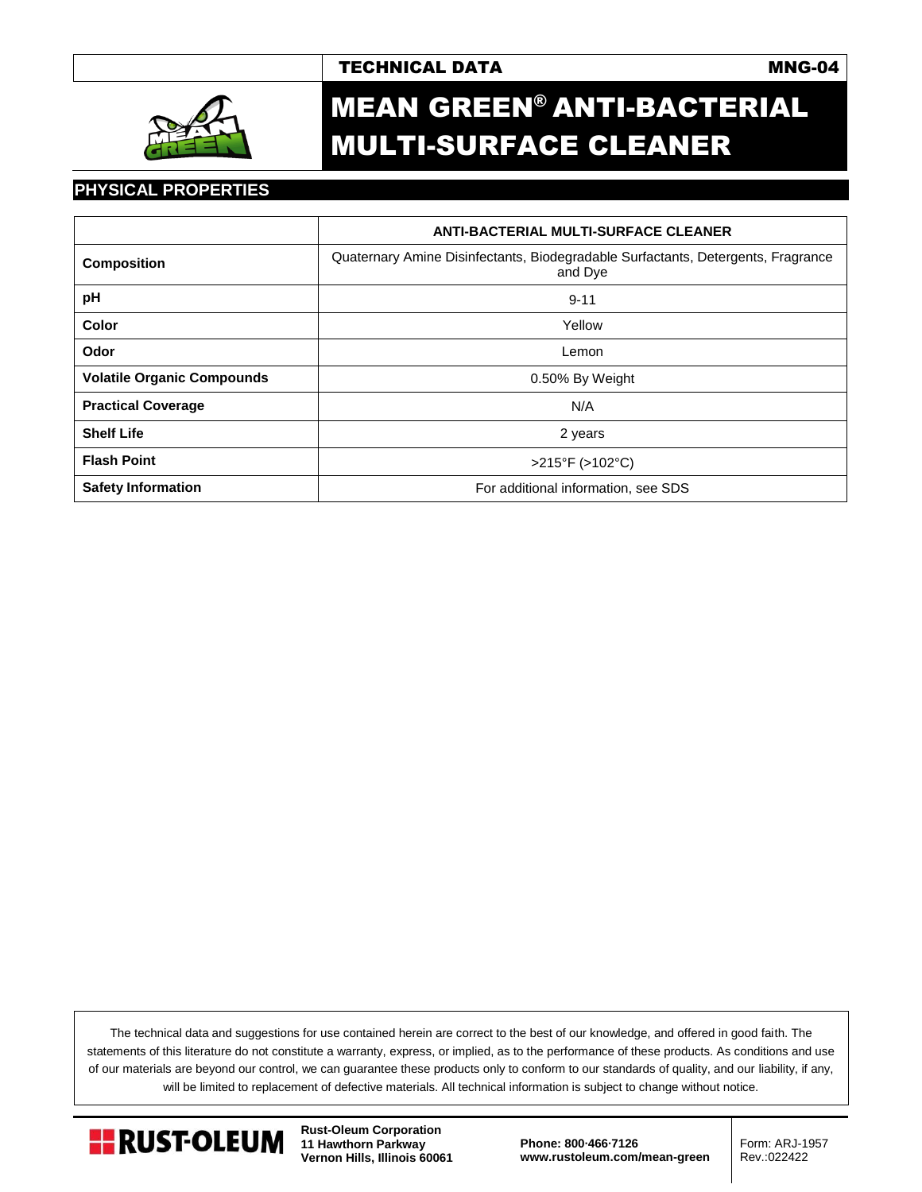TECHNICAL DATA MNG-04

# MEAN GREEN® ANTI-BACTERIAL MULTI-SURFACE CLEANER

## PHYSICAL PROPERTIES

| | ANTI-BACTERIAL MULTI-SURFACE CLEANER |
|---|---|
| **Composition** | Quaternary Amine Disinfectants, Biodegradable Surfactants, Detergents, Fragrance and Dye |
| **pH** | 9-11 |
| **Color** | Yellow |
| **Odor** | Lemon |
| **Volatile Organic Compounds** | 0.50% By Weight |
| **Practical Coverage** | N/A |
| **Shelf Life** | 2 years |
| **Flash Point** | >215°F (>102°C) |
| **Safety Information** | For additional information, see SDS |

The technical data and suggestions for use contained herein are correct to the best of our knowledge, and offered in good faith. The statements of this literature do not constitute a warranty, express, or implied, as to the performance of these products. As conditions and use of our materials are beyond our control, we can guarantee these products only to conform to our standards of quality, and our liability, if any, will be limited to replacement of defective materials. All technical information is subject to change without notice.

RUST-OLEUM

**Rust-Oleum Corporation**
**11 Hawthorn Parkway**
**Vernon Hills, Illinois 60061**

**Phone: 800·466·7126**
**www.rustoleum.com/mean-green**

Form: ARJ-1957
Rev.:022422